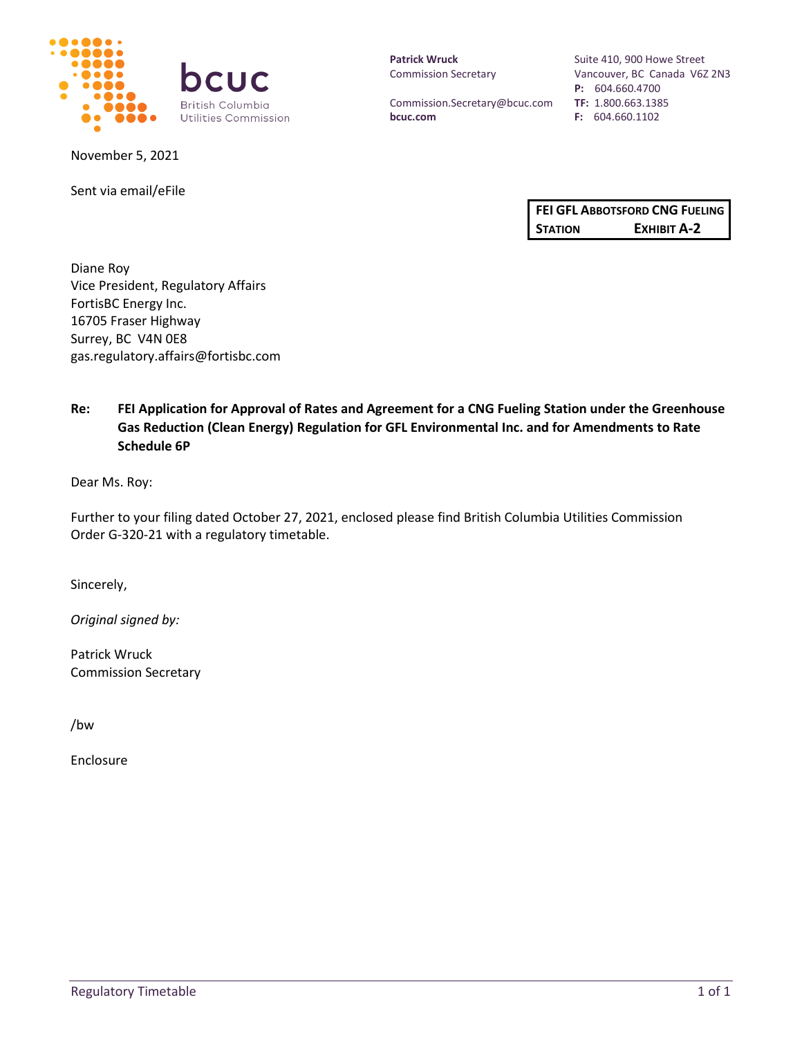bcuc
British Columbia Utilities Commission

**Patrick Wruck**
Commission Secretary

Commission.Secretary@bcuc.com
**bcuc.com**

Suite 410, 900 Howe Street
Vancouver, BC Canada V6Z 2N3
**P:** 604.660.4700
**TF:** 1.800.663.1385
**F:** 604.660.1102

November 5, 2021

Sent via email/eFile

**FEI GFL ABBOTSFORD CNG FUELING STATION EXHIBIT A-2**

Diane Roy
Vice President, Regulatory Affairs
FortisBC Energy Inc.
16705 Fraser Highway
Surrey, BC V4N 0E8
gas.regulatory.affairs@fortisbc.com

**Re: FEI Application for Approval of Rates and Agreement for a CNG Fueling Station under the Greenhouse Gas Reduction (Clean Energy) Regulation for GFL Environmental Inc. and for Amendments to Rate Schedule 6P**

Dear Ms. Roy:

Further to your filing dated October 27, 2021, enclosed please find British Columbia Utilities Commission Order G-320-21 with a regulatory timetable.

Sincerely,

*Original signed by:*

Patrick Wruck
Commission Secretary

/bw

Enclosure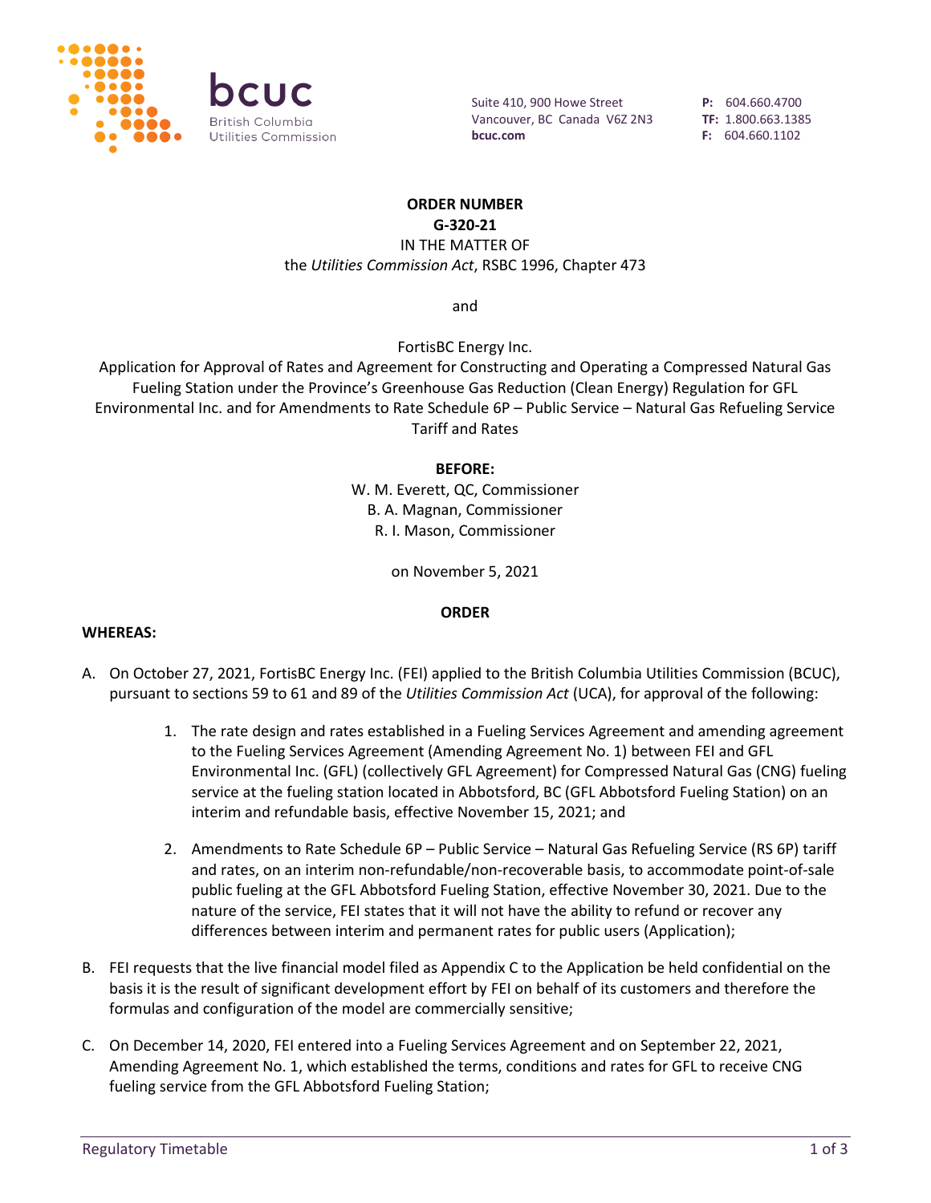**ORDER NUMBER**
**G-320-21**

IN THE MATTER OF
the *Utilities Commission Act*, RSBC 1996, Chapter 473

and

FortisBC Energy Inc.
Application for Approval of Rates and Agreement for Constructing and Operating a Compressed Natural Gas Fueling Station under the Province's Greenhouse Gas Reduction (Clean Energy) Regulation for GFL Environmental Inc. and for Amendments to Rate Schedule 6P – Public Service – Natural Gas Refueling Service Tariff and Rates

**BEFORE:**
W. M. Everett, QC, Commissioner
B. A. Magnan, Commissioner
R. I. Mason, Commissioner

on November 5, 2021

**ORDER**

**WHEREAS:**

A. On October 27, 2021, FortisBC Energy Inc. (FEI) applied to the British Columbia Utilities Commission (BCUC), pursuant to sections 59 to 61 and 89 of the *Utilities Commission Act* (UCA), for approval of the following:

   1. The rate design and rates established in a Fueling Services Agreement and amending agreement to the Fueling Services Agreement (Amending Agreement No. 1) between FEI and GFL Environmental Inc. (GFL) (collectively GFL Agreement) for Compressed Natural Gas (CNG) fueling service at the fueling station located in Abbotsford, BC (GFL Abbotsford Fueling Station) on an interim and refundable basis, effective November 15, 2021; and

   2. Amendments to Rate Schedule 6P – Public Service – Natural Gas Refueling Service (RS 6P) tariff and rates, on an interim non-refundable/non-recoverable basis, to accommodate point-of-sale public fueling at the GFL Abbotsford Fueling Station, effective November 30, 2021. Due to the nature of the service, FEI states that it will not have the ability to refund or recover any differences between interim and permanent rates for public users (Application);

B. FEI requests that the live financial model filed as Appendix C to the Application be held confidential on the basis it is the result of significant development effort by FEI on behalf of its customers and therefore the formulas and configuration of the model are commercially sensitive;

C. On December 14, 2020, FEI entered into a Fueling Services Agreement and on September 22, 2021, Amending Agreement No. 1, which established the terms, conditions and rates for GFL to receive CNG fueling service from the GFL Abbotsford Fueling Station;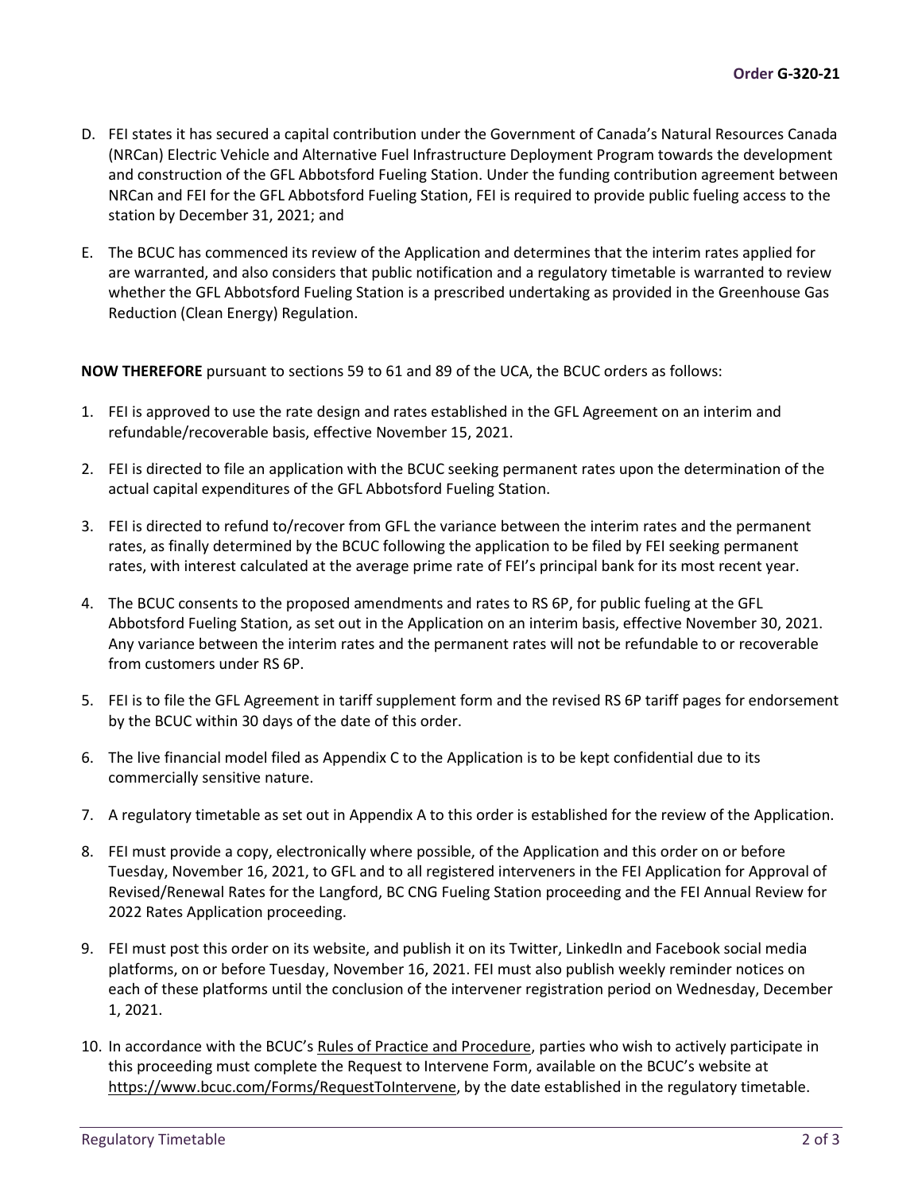D. FEI states it has secured a capital contribution under the Government of Canada's Natural Resources Canada (NRCan) Electric Vehicle and Alternative Fuel Infrastructure Deployment Program towards the development and construction of the GFL Abbotsford Fueling Station. Under the funding contribution agreement between NRCan and FEI for the GFL Abbotsford Fueling Station, FEI is required to provide public fueling access to the station by December 31, 2021; and

E. The BCUC has commenced its review of the Application and determines that the interim rates applied for are warranted, and also considers that public notification and a regulatory timetable is warranted to review whether the GFL Abbotsford Fueling Station is a prescribed undertaking as provided in the Greenhouse Gas Reduction (Clean Energy) Regulation.

**NOW THEREFORE** pursuant to sections 59 to 61 and 89 of the UCA, the BCUC orders as follows:

1. FEI is approved to use the rate design and rates established in the GFL Agreement on an interim and refundable/recoverable basis, effective November 15, 2021.
2. FEI is directed to file an application with the BCUC seeking permanent rates upon the determination of the actual capital expenditures of the GFL Abbotsford Fueling Station.
3. FEI is directed to refund to/recover from GFL the variance between the interim rates and the permanent rates, as finally determined by the BCUC following the application to be filed by FEI seeking permanent rates, with interest calculated at the average prime rate of FEI's principal bank for its most recent year.
4. The BCUC consents to the proposed amendments and rates to RS 6P, for public fueling at the GFL Abbotsford Fueling Station, as set out in the Application on an interim basis, effective November 30, 2021. Any variance between the interim rates and the permanent rates will not be refundable to or recoverable from customers under RS 6P.
5. FEI is to file the GFL Agreement in tariff supplement form and the revised RS 6P tariff pages for endorsement by the BCUC within 30 days of the date of this order.
6. The live financial model filed as Appendix C to the Application is to be kept confidential due to its commercially sensitive nature.
7. A regulatory timetable as set out in Appendix A to this order is established for the review of the Application.
8. FEI must provide a copy, electronically where possible, of the Application and this order on or before Tuesday, November 16, 2021, to GFL and to all registered interveners in the FEI Application for Approval of Revised/Renewal Rates for the Langford, BC CNG Fueling Station proceeding and the FEI Annual Review for 2022 Rates Application proceeding.
9. FEI must post this order on its website, and publish it on its Twitter, LinkedIn and Facebook social media platforms, on or before Tuesday, November 16, 2021. FEI must also publish weekly reminder notices on each of these platforms until the conclusion of the intervener registration period on Wednesday, December 1, 2021.
10. In accordance with the BCUC's Rules of Practice and Procedure, parties who wish to actively participate in this proceeding must complete the Request to Intervene Form, available on the BCUC's website at https://www.bcuc.com/Forms/RequestToIntervene, by the date established in the regulatory timetable.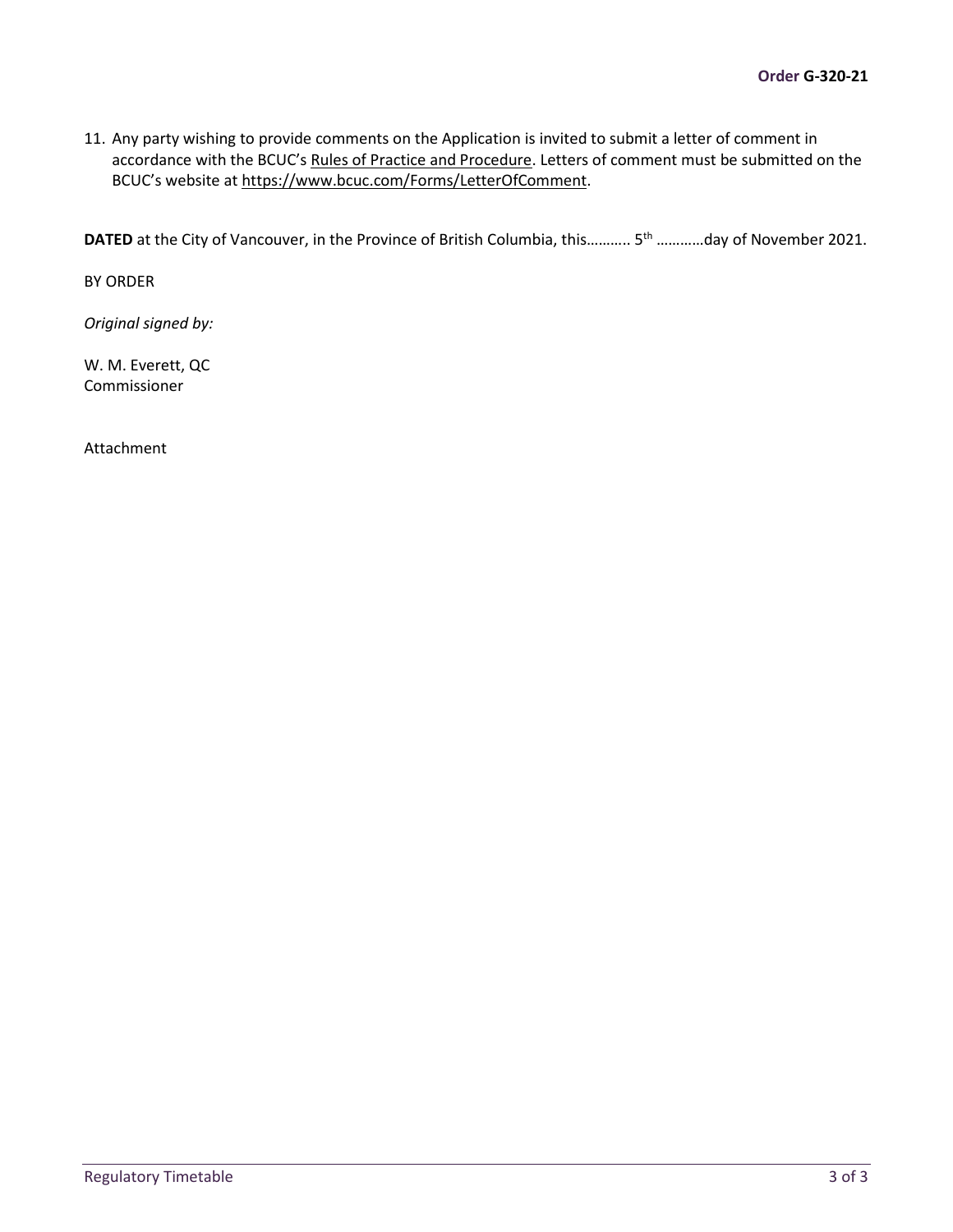11. Any party wishing to provide comments on the Application is invited to submit a letter of comment in accordance with the BCUC's Rules of Practice and Procedure. Letters of comment must be submitted on the BCUC's website at https://www.bcuc.com/Forms/LetterOfComment.

**DATED** at the City of Vancouver, in the Province of British Columbia, this……….. 5th …………day of November 2021.

BY ORDER

*Original signed by:*

W. M. Everett, QC
Commissioner

Attachment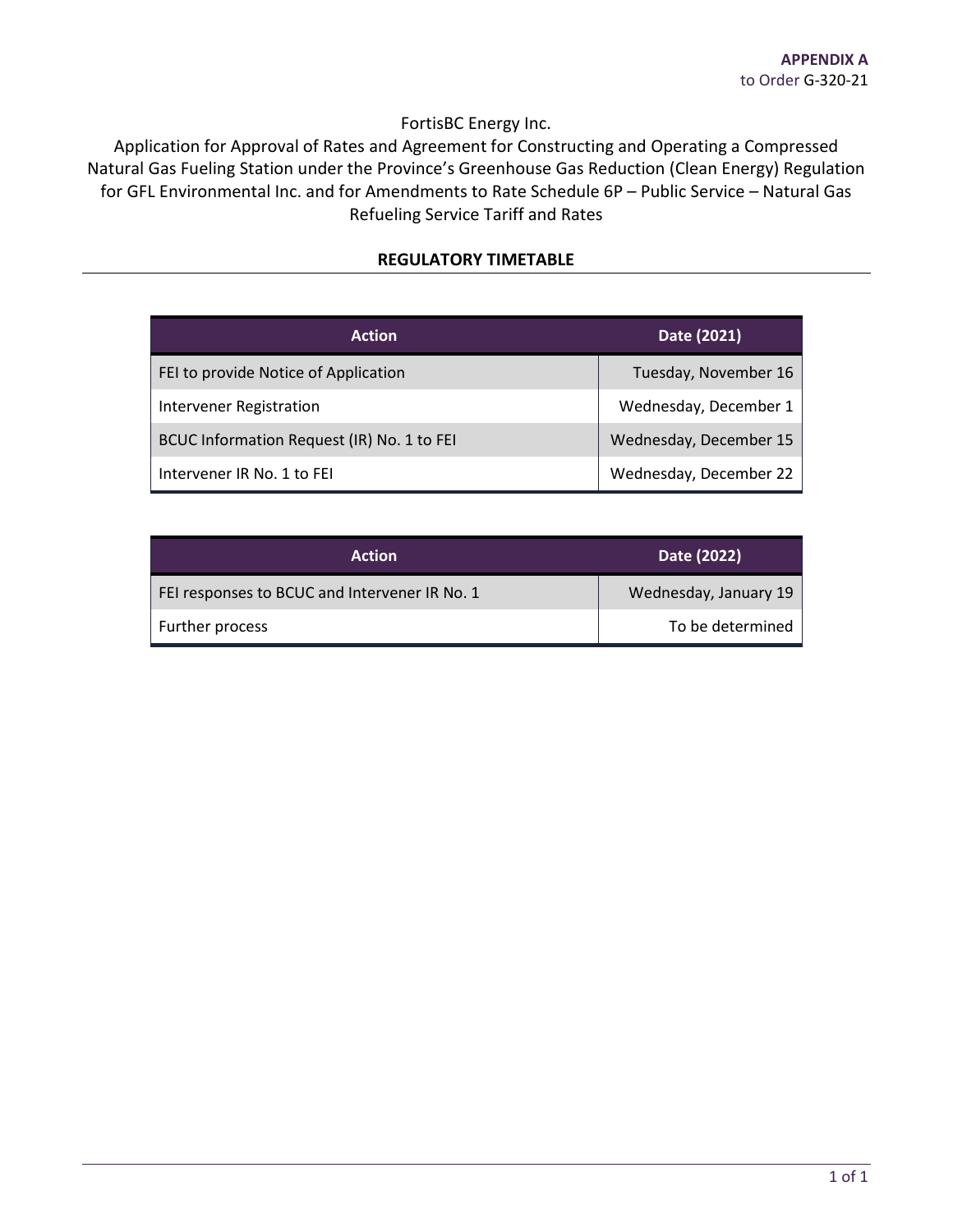**APPENDIX A**
to Order G-320-21

FortisBC Energy Inc.
Application for Approval of Rates and Agreement for Constructing and Operating a Compressed Natural Gas Fueling Station under the Province's Greenhouse Gas Reduction (Clean Energy) Regulation for GFL Environmental Inc. and for Amendments to Rate Schedule 6P – Public Service – Natural Gas Refueling Service Tariff and Rates

**REGULATORY TIMETABLE**

| Action | Date (2021) |
|---|---|
| FEI to provide Notice of Application | Tuesday, November 16 |
| Intervener Registration | Wednesday, December 1 |
| BCUC Information Request (IR) No. 1 to FEI | Wednesday, December 15 |
| Intervener IR No. 1 to FEI | Wednesday, December 22 |

| Action | Date (2022) |
|---|---|
| FEI responses to BCUC and Intervener IR No. 1 | Wednesday, January 19 |
| Further process | To be determined |